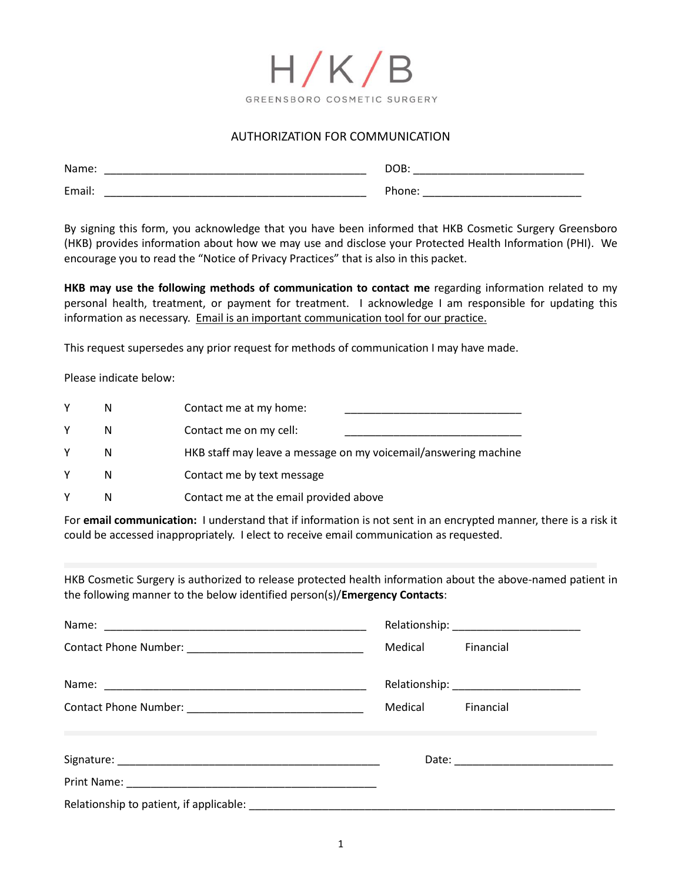# H / K / B

GREENSBORO COSMETIC SURGERY

## AUTHORIZATION FOR COMMUNICATION

Name: ____________________________________________ DOB: ____________________________

Email: ____________________________________________ Phone: __________________________

By signing this form, you acknowledge that you have been informed that HKB Cosmetic Surgery Greensboro (HKB) provides information about how we may use and disclose your Protected Health Information (PHI). We encourage you to read the "Notice of Privacy Practices" that is also in this packet.

**HKB may use the following methods of communication to contact me** regarding information related to my personal health, treatment, or payment for treatment. I acknowledge I am responsible for updating this information as necessary. Email is an important communication tool for our practice.

This request supersedes any prior request for methods of communication I may have made.

Please indicate below:

| | | | |
|---|---|---|---|
| Y | N | Contact me at my home: | ______________________________ |
| Y | N | Contact me on my cell: | ______________________________ |
| Y | N | HKB staff may leave a message on my voicemail/answering machine | |
| Y | N | Contact me by text message | |
| Y | N | Contact me at the email provided above | |

For **email communication:** I understand that if information is not sent in an encrypted manner, there is a risk it could be accessed inappropriately. I elect to receive email communication as requested.

---

HKB Cosmetic Surgery is authorized to release protected health information about the above-named patient in the following manner to the below identified person(s)/**Emergency Contacts**:

Name: ____________________________________________ Relationship: _____________________

Contact Phone Number: _____________________________ Medical Financial

Name: ____________________________________________ Relationship: _____________________

Contact Phone Number: _____________________________ Medical Financial

---

Signature: ____________________________________________ Date: __________________________

Print Name: ___________________________________________

Relationship to patient, if applicable: _______________________________________________________________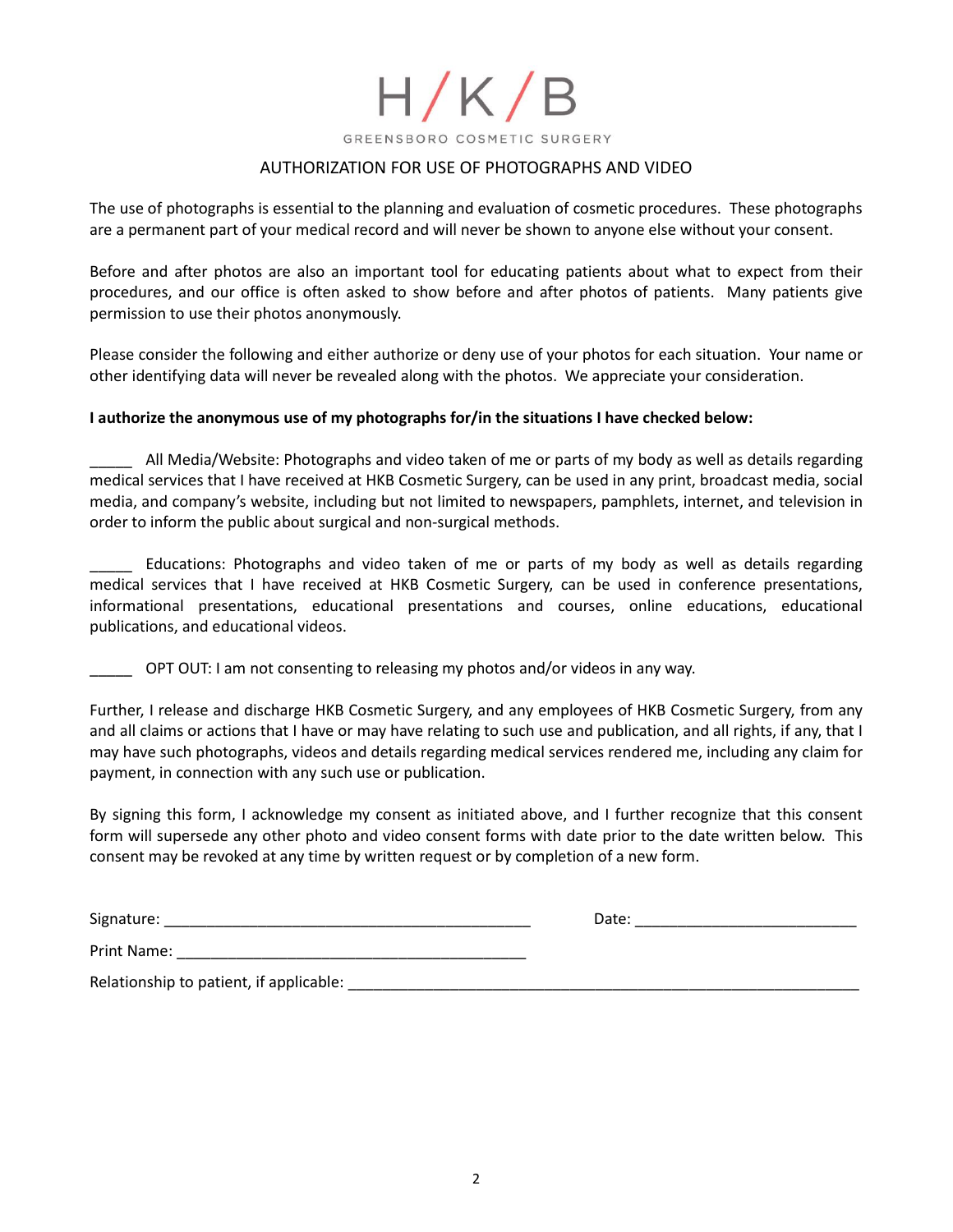# H/K/B

GREENSBORO COSMETIC SURGERY

## AUTHORIZATION FOR USE OF PHOTOGRAPHS AND VIDEO

The use of photographs is essential to the planning and evaluation of cosmetic procedures. These photographs are a permanent part of your medical record and will never be shown to anyone else without your consent.

Before and after photos are also an important tool for educating patients about what to expect from their procedures, and our office is often asked to show before and after photos of patients. Many patients give permission to use their photos anonymously.

Please consider the following and either authorize or deny use of your photos for each situation. Your name or other identifying data will never be revealed along with the photos. We appreciate your consideration.

**I authorize the anonymous use of my photographs for/in the situations I have checked below:**

_____ All Media/Website: Photographs and video taken of me or parts of my body as well as details regarding medical services that I have received at HKB Cosmetic Surgery, can be used in any print, broadcast media, social media, and company's website, including but not limited to newspapers, pamphlets, internet, and television in order to inform the public about surgical and non-surgical methods.

_____ Educations: Photographs and video taken of me or parts of my body as well as details regarding medical services that I have received at HKB Cosmetic Surgery, can be used in conference presentations, informational presentations, educational presentations and courses, online educations, educational publications, and educational videos.

_____ OPT OUT: I am not consenting to releasing my photos and/or videos in any way.

Further, I release and discharge HKB Cosmetic Surgery, and any employees of HKB Cosmetic Surgery, from any and all claims or actions that I have or may have relating to such use and publication, and all rights, if any, that I may have such photographs, videos and details regarding medical services rendered me, including any claim for payment, in connection with any such use or publication.

By signing this form, I acknowledge my consent as initiated above, and I further recognize that this consent form will supersede any other photo and video consent forms with date prior to the date written below. This consent may be revoked at any time by written request or by completion of a new form.

Signature: ____________________________________________ Date: __________________________

Print Name: __________________________________________

Relationship to patient, if applicable: ______________________________________________________________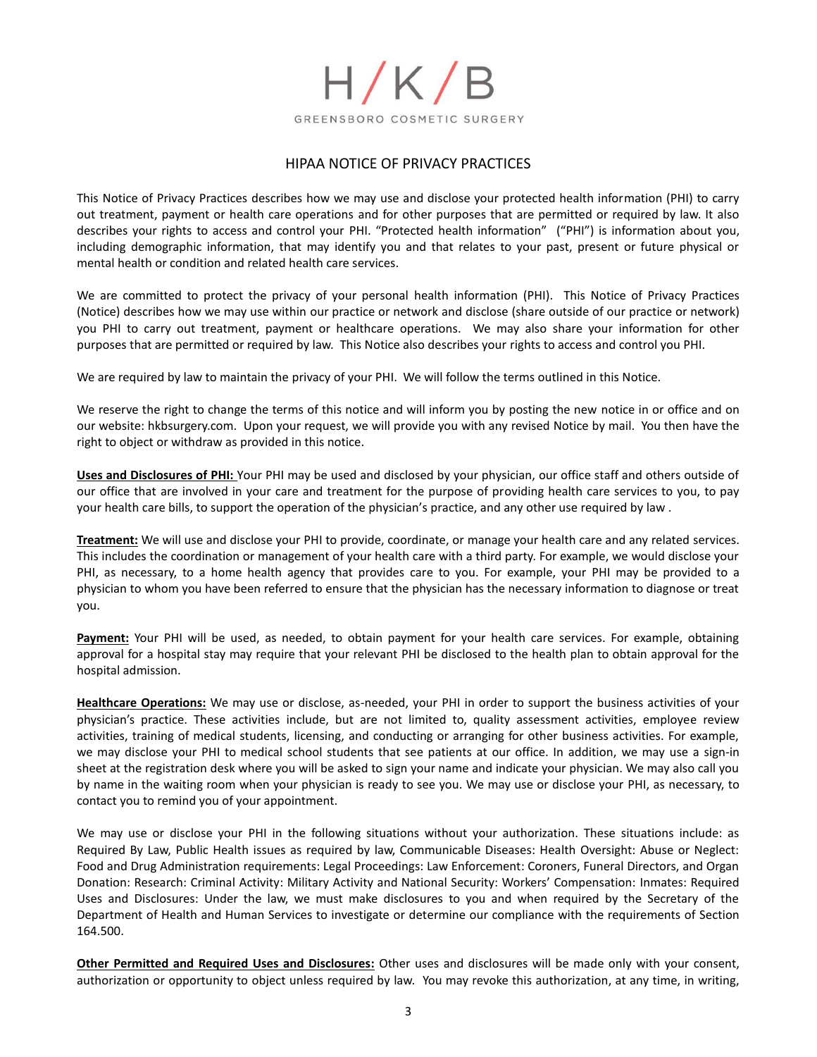H/K/B

GREENSBORO COSMETIC SURGERY

## HIPAA NOTICE OF PRIVACY PRACTICES

This Notice of Privacy Practices describes how we may use and disclose your protected health information (PHI) to carry out treatment, payment or health care operations and for other purposes that are permitted or required by law. It also describes your rights to access and control your PHI. "Protected health information" ("PHI") is information about you, including demographic information, that may identify you and that relates to your past, present or future physical or mental health or condition and related health care services.

We are committed to protect the privacy of your personal health information (PHI). This Notice of Privacy Practices (Notice) describes how we may use within our practice or network and disclose (share outside of our practice or network) you PHI to carry out treatment, payment or healthcare operations. We may also share your information for other purposes that are permitted or required by law. This Notice also describes your rights to access and control you PHI.

We are required by law to maintain the privacy of your PHI. We will follow the terms outlined in this Notice.

We reserve the right to change the terms of this notice and will inform you by posting the new notice in or office and on our website: hkbsurgery.com. Upon your request, we will provide you with any revised Notice by mail. You then have the right to object or withdraw as provided in this notice.

**Uses and Disclosures of PHI:** Your PHI may be used and disclosed by your physician, our office staff and others outside of our office that are involved in your care and treatment for the purpose of providing health care services to you, to pay your health care bills, to support the operation of the physician's practice, and any other use required by law .

**Treatment:** We will use and disclose your PHI to provide, coordinate, or manage your health care and any related services. This includes the coordination or management of your health care with a third party. For example, we would disclose your PHI, as necessary, to a home health agency that provides care to you. For example, your PHI may be provided to a physician to whom you have been referred to ensure that the physician has the necessary information to diagnose or treat you.

**Payment:** Your PHI will be used, as needed, to obtain payment for your health care services. For example, obtaining approval for a hospital stay may require that your relevant PHI be disclosed to the health plan to obtain approval for the hospital admission.

**Healthcare Operations:** We may use or disclose, as-needed, your PHI in order to support the business activities of your physician's practice. These activities include, but are not limited to, quality assessment activities, employee review activities, training of medical students, licensing, and conducting or arranging for other business activities. For example, we may disclose your PHI to medical school students that see patients at our office. In addition, we may use a sign-in sheet at the registration desk where you will be asked to sign your name and indicate your physician. We may also call you by name in the waiting room when your physician is ready to see you. We may use or disclose your PHI, as necessary, to contact you to remind you of your appointment.

We may use or disclose your PHI in the following situations without your authorization. These situations include: as Required By Law, Public Health issues as required by law, Communicable Diseases: Health Oversight: Abuse or Neglect: Food and Drug Administration requirements: Legal Proceedings: Law Enforcement: Coroners, Funeral Directors, and Organ Donation: Research: Criminal Activity: Military Activity and National Security: Workers' Compensation: Inmates: Required Uses and Disclosures: Under the law, we must make disclosures to you and when required by the Secretary of the Department of Health and Human Services to investigate or determine our compliance with the requirements of Section 164.500.

**Other Permitted and Required Uses and Disclosures:** Other uses and disclosures will be made only with your consent, authorization or opportunity to object unless required by law. You may revoke this authorization, at any time, in writing,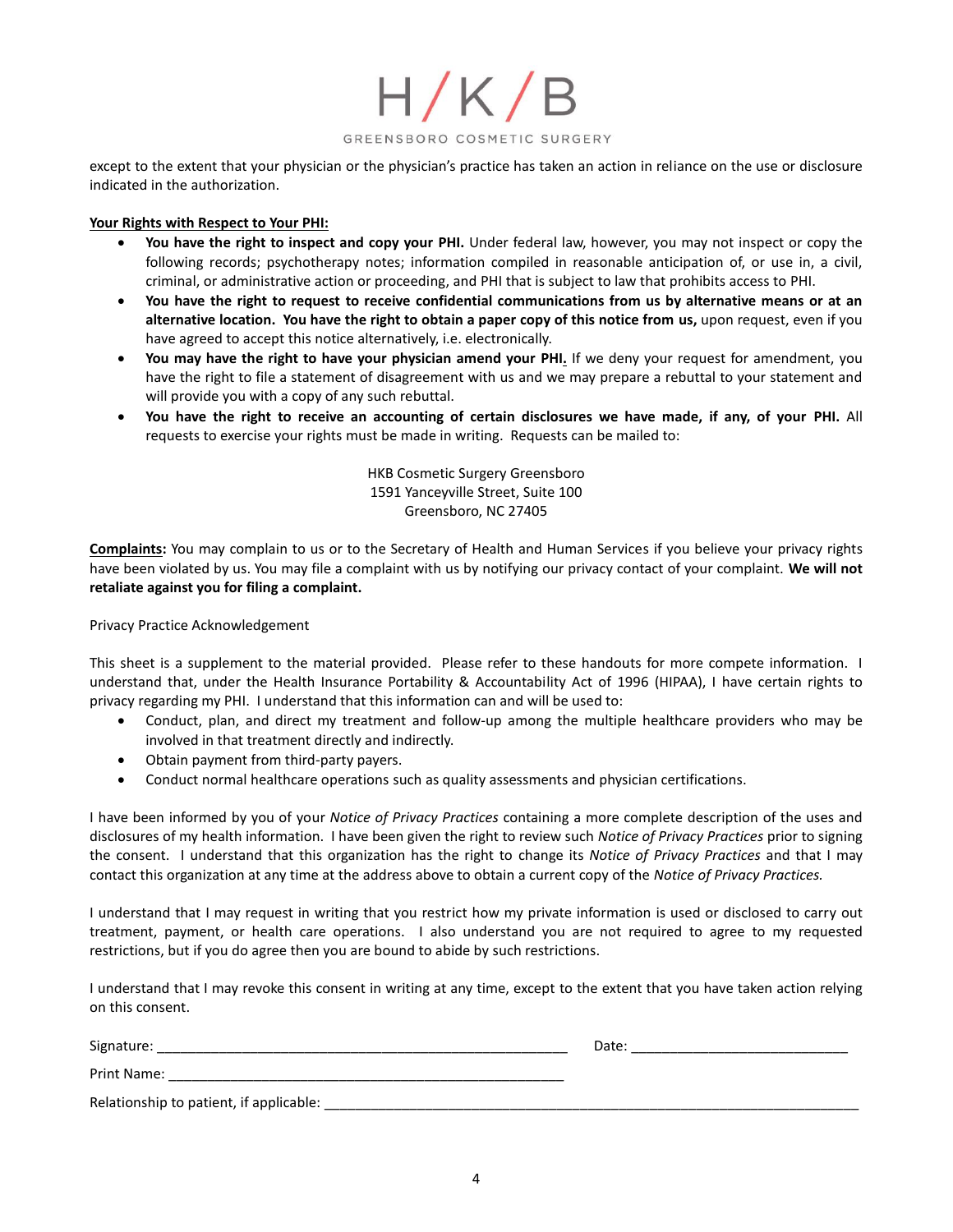except to the extent that your physician or the physician's practice has taken an action in reliance on the use or disclosure indicated in the authorization.

**Your Rights with Respect to Your PHI:**

- **You have the right to inspect and copy your PHI.** Under federal law, however, you may not inspect or copy the following records; psychotherapy notes; information compiled in reasonable anticipation of, or use in, a civil, criminal, or administrative action or proceeding, and PHI that is subject to law that prohibits access to PHI.
- **You have the right to request to receive confidential communications from us by alternative means or at an alternative location. You have the right to obtain a paper copy of this notice from us,** upon request, even if you have agreed to accept this notice alternatively, i.e. electronically.
- **You may have the right to have your physician amend your PHI.** If we deny your request for amendment, you have the right to file a statement of disagreement with us and we may prepare a rebuttal to your statement and will provide you with a copy of any such rebuttal.
- **You have the right to receive an accounting of certain disclosures we have made, if any, of your PHI.** All requests to exercise your rights must be made in writing. Requests can be mailed to:

HKB Cosmetic Surgery Greensboro
1591 Yanceyville Street, Suite 100
Greensboro, NC 27405

**Complaints:** You may complain to us or to the Secretary of Health and Human Services if you believe your privacy rights have been violated by us. You may file a complaint with us by notifying our privacy contact of your complaint. **We will not retaliate against you for filing a complaint.**

Privacy Practice Acknowledgement

This sheet is a supplement to the material provided. Please refer to these handouts for more compete information. I understand that, under the Health Insurance Portability & Accountability Act of 1996 (HIPAA), I have certain rights to privacy regarding my PHI. I understand that this information can and will be used to:

- Conduct, plan, and direct my treatment and follow-up among the multiple healthcare providers who may be involved in that treatment directly and indirectly.
- Obtain payment from third-party payers.
- Conduct normal healthcare operations such as quality assessments and physician certifications.

I have been informed by you of your *Notice of Privacy Practices* containing a more complete description of the uses and disclosures of my health information. I have been given the right to review such *Notice of Privacy Practices* prior to signing the consent. I understand that this organization has the right to change its *Notice of Privacy Practices* and that I may contact this organization at any time at the address above to obtain a current copy of the *Notice of Privacy Practices.*

I understand that I may request in writing that you restrict how my private information is used or disclosed to carry out treatment, payment, or health care operations. I also understand you are not required to agree to my requested restrictions, but if you do agree then you are bound to abide by such restrictions.

I understand that I may revoke this consent in writing at any time, except to the extent that you have taken action relying on this consent.

Signature: ______________________________________________________ Date: ___________________________

Print Name: _____________________________________________________

Relationship to patient, if applicable: ______________________________________________________________________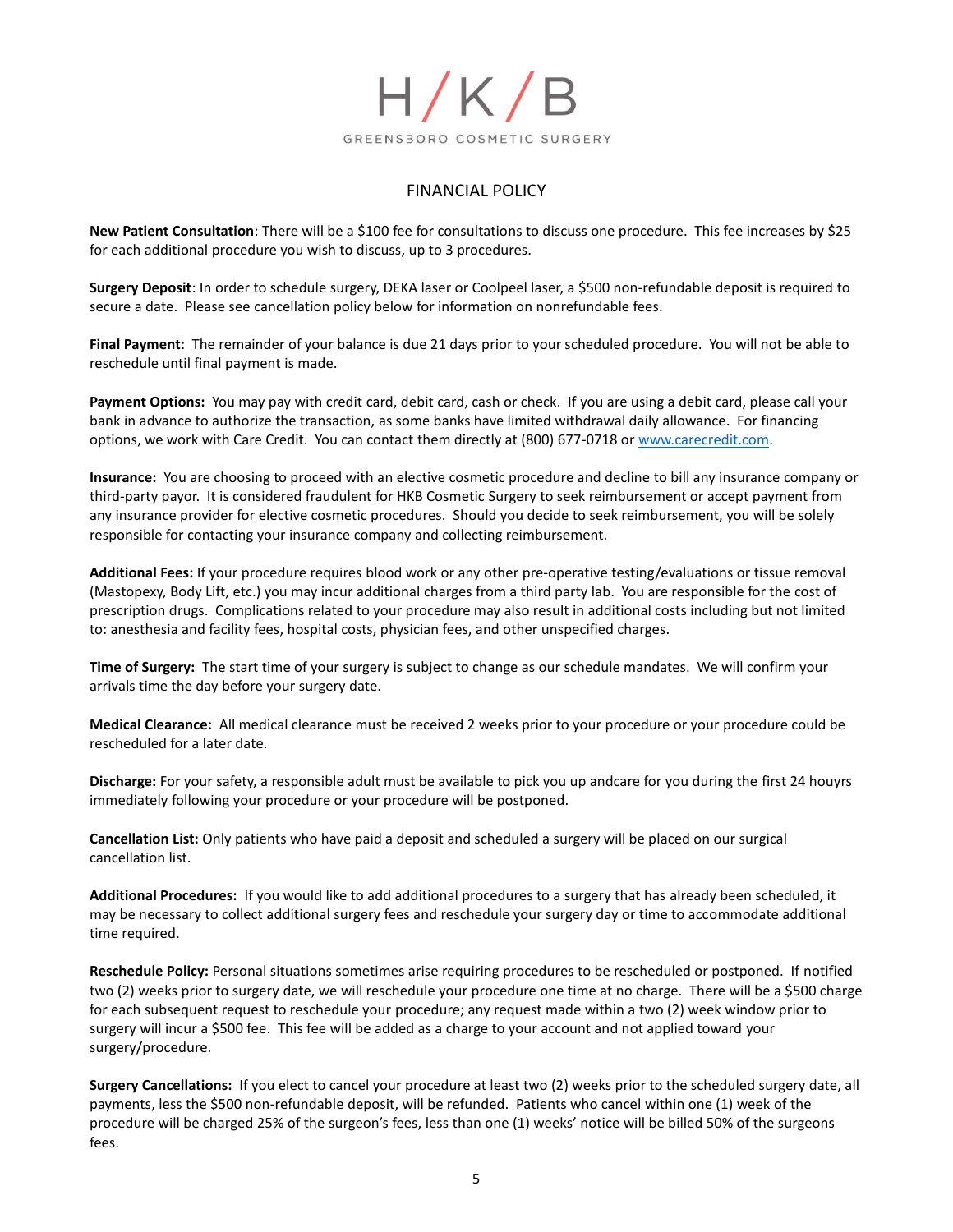# H / K / B

GREENSBORO COSMETIC SURGERY

## FINANCIAL POLICY

**New Patient Consultation**: There will be a $100 fee for consultations to discuss one procedure. This fee increases by $25 for each additional procedure you wish to discuss, up to 3 procedures.

**Surgery Deposit**: In order to schedule surgery, DEKA laser or Coolpeel laser, a $500 non-refundable deposit is required to secure a date. Please see cancellation policy below for information on nonrefundable fees.

**Final Payment**: The remainder of your balance is due 21 days prior to your scheduled procedure. You will not be able to reschedule until final payment is made.

**Payment Options:** You may pay with credit card, debit card, cash or check. If you are using a debit card, please call your bank in advance to authorize the transaction, as some banks have limited withdrawal daily allowance. For financing options, we work with Care Credit. You can contact them directly at (800) 677-0718 or [www.carecredit.com](http://www.carecredit.com).

**Insurance:** You are choosing to proceed with an elective cosmetic procedure and decline to bill any insurance company or third-party payor. It is considered fraudulent for HKB Cosmetic Surgery to seek reimbursement or accept payment from any insurance provider for elective cosmetic procedures. Should you decide to seek reimbursement, you will be solely responsible for contacting your insurance company and collecting reimbursement.

**Additional Fees:** If your procedure requires blood work or any other pre-operative testing/evaluations or tissue removal (Mastopexy, Body Lift, etc.) you may incur additional charges from a third party lab. You are responsible for the cost of prescription drugs. Complications related to your procedure may also result in additional costs including but not limited to: anesthesia and facility fees, hospital costs, physician fees, and other unspecified charges.

**Time of Surgery:** The start time of your surgery is subject to change as our schedule mandates. We will confirm your arrivals time the day before your surgery date.

**Medical Clearance:** All medical clearance must be received 2 weeks prior to your procedure or your procedure could be rescheduled for a later date.

**Discharge:** For your safety, a responsible adult must be available to pick you up andcare for you during the first 24 houyrs immediately following your procedure or your procedure will be postponed.

**Cancellation List:** Only patients who have paid a deposit and scheduled a surgery will be placed on our surgical cancellation list.

**Additional Procedures:** If you would like to add additional procedures to a surgery that has already been scheduled, it may be necessary to collect additional surgery fees and reschedule your surgery day or time to accommodate additional time required.

**Reschedule Policy:** Personal situations sometimes arise requiring procedures to be rescheduled or postponed. If notified two (2) weeks prior to surgery date, we will reschedule your procedure one time at no charge. There will be a $500 charge for each subsequent request to reschedule your procedure; any request made within a two (2) week window prior to surgery will incur a $500 fee. This fee will be added as a charge to your account and not applied toward your surgery/procedure.

**Surgery Cancellations:** If you elect to cancel your procedure at least two (2) weeks prior to the scheduled surgery date, all payments, less the $500 non-refundable deposit, will be refunded. Patients who cancel within one (1) week of the procedure will be charged 25% of the surgeon's fees, less than one (1) weeks' notice will be billed 50% of the surgeons fees.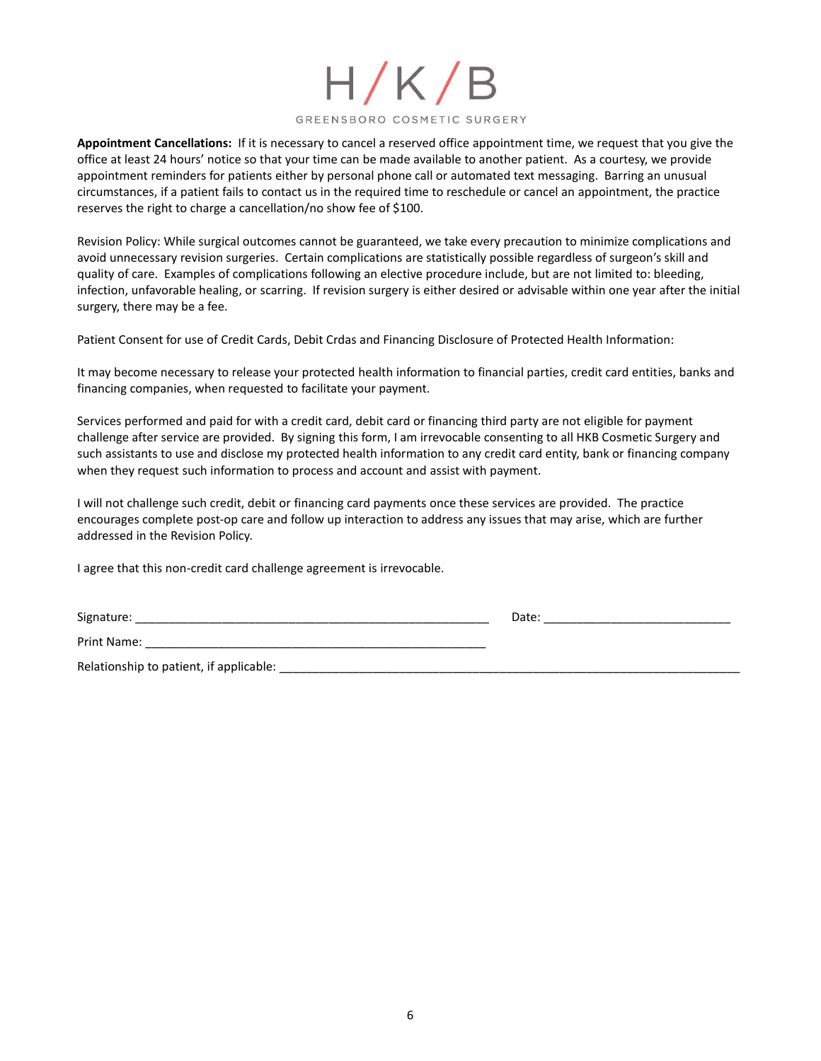# H/K/B

GREENSBORO COSMETIC SURGERY

**Appointment Cancellations:** If it is necessary to cancel a reserved office appointment time, we request that you give the office at least 24 hours' notice so that your time can be made available to another patient. As a courtesy, we provide appointment reminders for patients either by personal phone call or automated text messaging. Barring an unusual circumstances, if a patient fails to contact us in the required time to reschedule or cancel an appointment, the practice reserves the right to charge a cancellation/no show fee of $100.

Revision Policy: While surgical outcomes cannot be guaranteed, we take every precaution to minimize complications and avoid unnecessary revision surgeries. Certain complications are statistically possible regardless of surgeon's skill and quality of care. Examples of complications following an elective procedure include, but are not limited to: bleeding, infection, unfavorable healing, or scarring. If revision surgery is either desired or advisable within one year after the initial surgery, there may be a fee.

Patient Consent for use of Credit Cards, Debit Crdas and Financing Disclosure of Protected Health Information:

It may become necessary to release your protected health information to financial parties, credit card entities, banks and financing companies, when requested to facilitate your payment.

Services performed and paid for with a credit card, debit card or financing third party are not eligible for payment challenge after service are provided. By signing this form, I am irrevocable consenting to all HKB Cosmetic Surgery and such assistants to use and disclose my protected health information to any credit card entity, bank or financing company when they request such information to process and account and assist with payment.

I will not challenge such credit, debit or financing card payments once these services are provided. The practice encourages complete post-op care and follow up interaction to address any issues that may arise, which are further addressed in the Revision Policy.

I agree that this non-credit card challenge agreement is irrevocable.

Signature: ______________________________________________ Date: __________________________

Print Name: ______________________________________________

Relationship to patient, if applicable: ______________________________________________________________